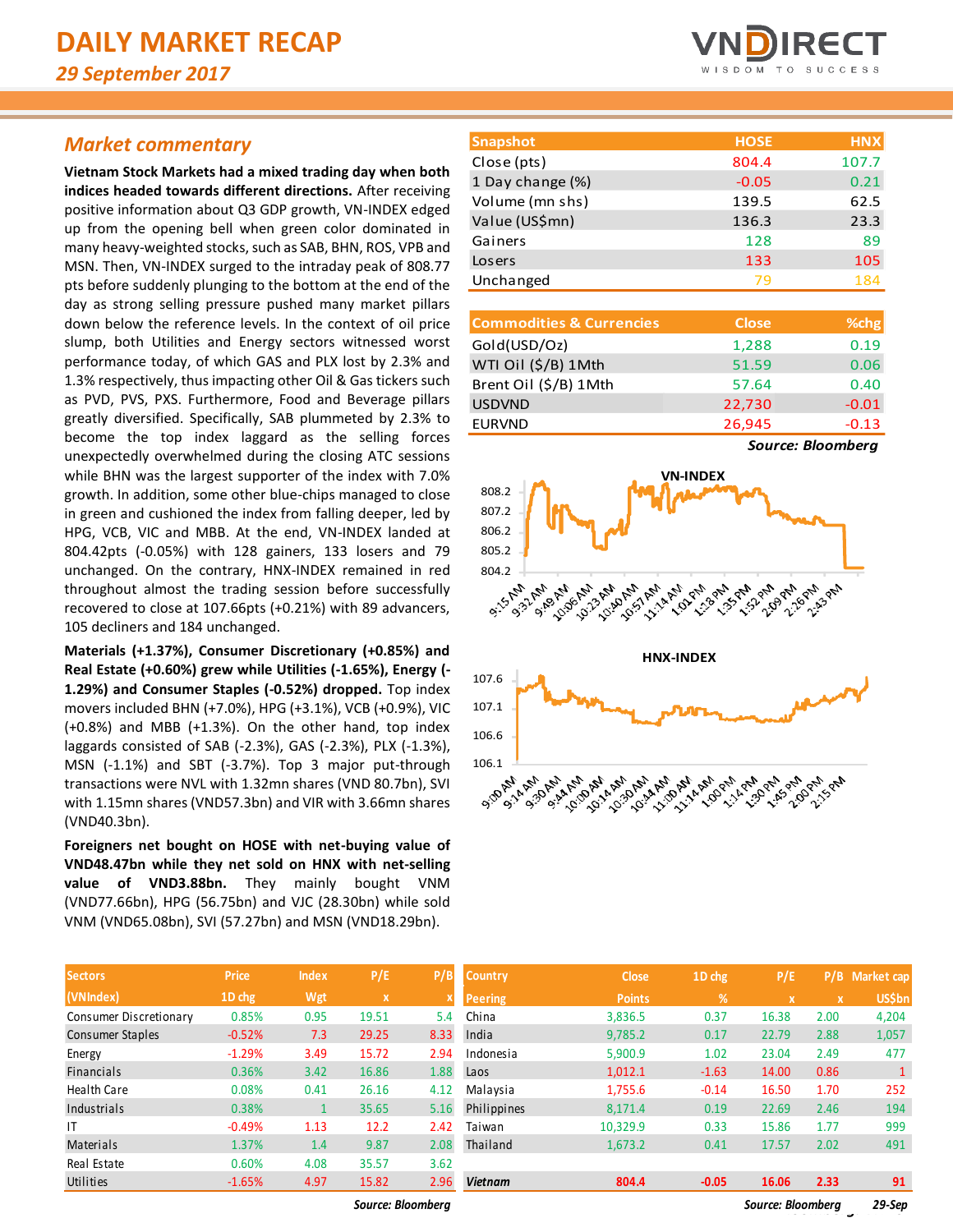# DAILY MARKET RECAP

*29 September 2017*

## Market commentary

**Vietnam Stock Markets had a mixed trading day when both indices headed towards different directions.** After receiving positive information about Q3 GDP growth, VN-INDEX edged up from the opening bell when green color dominated in many heavy-weighted stocks, such as SAB, BHN, ROS, VPB and MSN. Then, VN-INDEX surged to the intraday peak of 808.77 pts before suddenly plunging to the bottom at the end of the day as strong selling pressure pushed many market pillars down below the reference levels. In the context of oil price slump, both Utilities and Energy sectors witnessed worst performance today, of which GAS and PLX lost by 2.3% and 1.3% respectively, thus impacting other Oil & Gas tickers such as PVD, PVS, PXS. Furthermore, Food and Beverage pillars greatly diversified. Specifically, SAB plummeted by 2.3% to become the top index laggard as the selling forces unexpectedly overwhelmed during the closing ATC sessions while BHN was the largest supporter of the index with 7.0% growth. In addition, some other blue-chips managed to close in green and cushioned the index from falling deeper, led by HPG, VCB, VIC and MBB. At the end, VN-INDEX landed at 804.42pts (-0.05%) with 128 gainers, 133 losers and 79 unchanged. On the contrary, HNX-INDEX remained in red throughout almost the trading session before successfully recovered to close at 107.66pts (+0.21%) with 89 advancers, 105 decliners and 184 unchanged.

**Materials (+1.37%), Consumer Discretionary (+0.85%) and Real Estate (+0.60%) grew while Utilities (-1.65%), Energy (-1.29%) and Consumer Staples (-0.52%) dropped.** Top index movers included BHN (+7.0%), HPG (+3.1%), VCB (+0.9%), VIC (+0.8%) and MBB (+1.3%). On the other hand, top index laggards consisted of SAB (-2.3%), GAS (-2.3%), PLX (-1.3%), MSN (-1.1%) and SBT (-3.7%). Top 3 major put-through transactions were NVL with 1.32mn shares (VND 80.7bn), SVI with 1.15mn shares (VND57.3bn) and VIR with 3.66mn shares (VND40.3bn).

**Foreigners net bought on HOSE with net-buying value of VND48.47bn while they net sold on HNX with net-selling value of VND3.88bn.** They mainly bought VNM (VND77.66bn), HPG (56.75bn) and VJC (28.30bn) while sold VNM (VND65.08bn), SVI (57.27bn) and MSN (VND18.29bn).

| Snapshot | HOSE | HNX |
|---|---|---|
| Close (pts) | 804.4 | 107.7 |
| 1 Day change (%) | -0.05 | 0.21 |
| Volume (mn shs) | 139.5 | 62.5 |
| Value (US$mn) | 136.3 | 23.3 |
| Gainers | 128 | 89 |
| Losers | 133 | 105 |
| Unchanged | 79 | 184 |

| Commodities & Currencies | Close | %chg |
|---|---|---|
| Gold(USD/Oz) | 1,288 | 0.19 |
| WTI Oil ($/B) 1Mth | 51.59 | 0.06 |
| Brent Oil ($/B) 1Mth | 57.64 | 0.40 |
| USDVND | 22,730 | -0.01 |
| EURVND | 26,945 | -0.13 |

*Source: Bloomberg*

| Sectors (VNIndex) | Price 1D chg | Index Wgt | P/E x | P/B x |
|---|---|---|---|---|
| Consumer Discretionary | 0.85% | 0.95 | 19.51 | 5.4 |
| Consumer Staples | -0.52% | 7.3 | 29.25 | 8.33 |
| Energy | -1.29% | 3.49 | 15.72 | 2.94 |
| Financials | 0.36% | 3.42 | 16.86 | 1.88 |
| Health Care | 0.08% | 0.41 | 26.16 | 4.12 |
| Industrials | 0.38% | 1 | 35.65 | 5.16 |
| IT | -0.49% | 1.13 | 12.2 | 2.42 |
| Materials | 1.37% | 1.4 | 9.87 | 2.08 |
| Real Estate | 0.60% | 4.08 | 35.57 | 3.62 |
| Utilities | -1.65% | 4.97 | 15.82 | 2.96 |

*Source: Bloomberg*

| Country Peering | Close Points | 1D chg % | P/E x | P/B x | Market cap US$bn |
|---|---|---|---|---|---|
| China | 3,836.5 | 0.37 | 16.38 | 2.00 | 4,204 |
| India | 9,785.2 | 0.17 | 22.79 | 2.88 | 1,057 |
| Indonesia | 5,900.9 | 1.02 | 23.04 | 2.49 | 477 |
| Laos | 1,012.1 | -1.63 | 14.00 | 0.86 | 1 |
| Malaysia | 1,755.6 | -0.14 | 16.50 | 1.70 | 252 |
| Philippines | 8,171.4 | 0.19 | 22.69 | 2.46 | 194 |
| Taiwan | 10,329.9 | 0.33 | 15.86 | 1.77 | 999 |
| Thailand | 1,673.2 | 0.41 | 17.57 | 2.02 | 491 |
| ***Vietnam*** | **804.4** | **-0.05** | **16.06** | **2.33** | **91** |

*Source: Bloomberg* *29-Sep*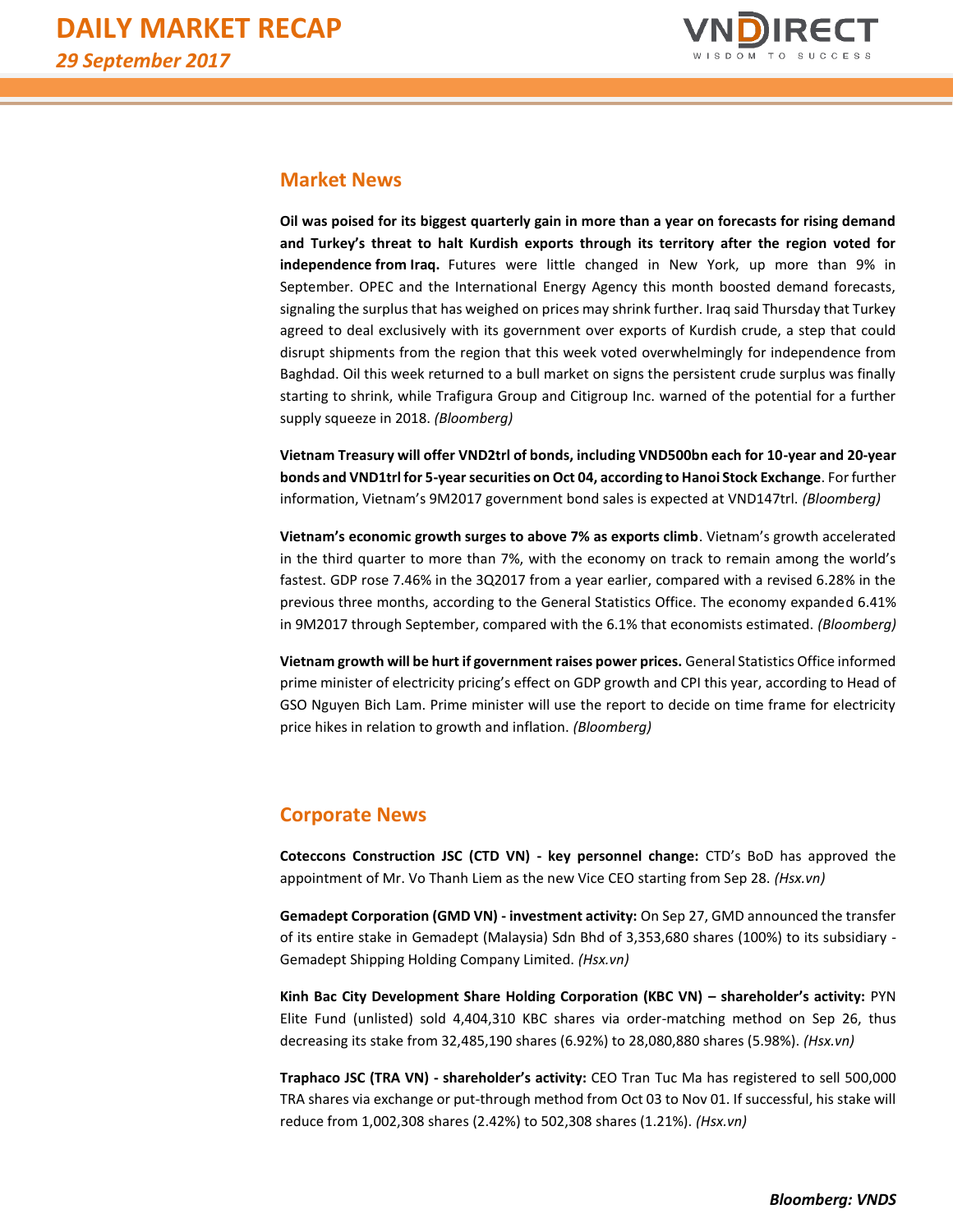## Market News

**Oil was poised for its biggest quarterly gain in more than a year on forecasts for rising demand and Turkey's threat to halt Kurdish exports through its territory after the region voted for independence from Iraq.** Futures were little changed in New York, up more than 9% in September. OPEC and the International Energy Agency this month boosted demand forecasts, signaling the surplus that has weighed on prices may shrink further. Iraq said Thursday that Turkey agreed to deal exclusively with its government over exports of Kurdish crude, a step that could disrupt shipments from the region that this week voted overwhelmingly for independence from Baghdad. Oil this week returned to a bull market on signs the persistent crude surplus was finally starting to shrink, while Trafigura Group and Citigroup Inc. warned of the potential for a further supply squeeze in 2018. *(Bloomberg)*

**Vietnam Treasury will offer VND2trl of bonds, including VND500bn each for 10-year and 20-year bonds and VND1trl for 5-year securities on Oct 04, according to Hanoi Stock Exchange**. For further information, Vietnam's 9M2017 government bond sales is expected at VND147trl. *(Bloomberg)*

**Vietnam's economic growth surges to above 7% as exports climb**. Vietnam's growth accelerated in the third quarter to more than 7%, with the economy on track to remain among the world's fastest. GDP rose 7.46% in the 3Q2017 from a year earlier, compared with a revised 6.28% in the previous three months, according to the General Statistics Office. The economy expanded 6.41% in 9M2017 through September, compared with the 6.1% that economists estimated. *(Bloomberg)*

**Vietnam growth will be hurt if government raises power prices.** General Statistics Office informed prime minister of electricity pricing's effect on GDP growth and CPI this year, according to Head of GSO Nguyen Bich Lam. Prime minister will use the report to decide on time frame for electricity price hikes in relation to growth and inflation. *(Bloomberg)*

## Corporate News

**Coteccons Construction JSC (CTD VN) - key personnel change:** CTD's BoD has approved the appointment of Mr. Vo Thanh Liem as the new Vice CEO starting from Sep 28. *(Hsx.vn)*

**Gemadept Corporation (GMD VN) - investment activity:** On Sep 27, GMD announced the transfer of its entire stake in Gemadept (Malaysia) Sdn Bhd of 3,353,680 shares (100%) to its subsidiary - Gemadept Shipping Holding Company Limited. *(Hsx.vn)*

**Kinh Bac City Development Share Holding Corporation (KBC VN) – shareholder's activity:** PYN Elite Fund (unlisted) sold 4,404,310 KBC shares via order-matching method on Sep 26, thus decreasing its stake from 32,485,190 shares (6.92%) to 28,080,880 shares (5.98%). *(Hsx.vn)*

**Traphaco JSC (TRA VN) - shareholder's activity:** CEO Tran Tuc Ma has registered to sell 500,000 TRA shares via exchange or put-through method from Oct 03 to Nov 01. If successful, his stake will reduce from 1,002,308 shares (2.42%) to 502,308 shares (1.21%). *(Hsx.vn)*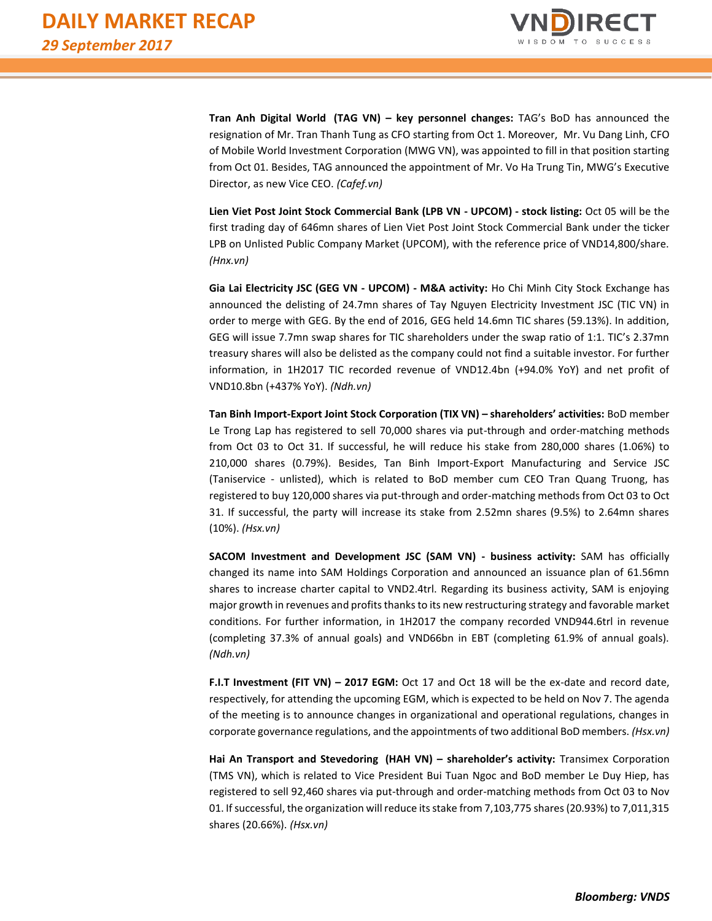**Tran Anh Digital World (TAG VN) – key personnel changes:** TAG's BoD has announced the resignation of Mr. Tran Thanh Tung as CFO starting from Oct 1. Moreover, Mr. Vu Dang Linh, CFO of Mobile World Investment Corporation (MWG VN), was appointed to fill in that position starting from Oct 01. Besides, TAG announced the appointment of Mr. Vo Ha Trung Tin, MWG's Executive Director, as new Vice CEO. *(Cafef.vn)*

**Lien Viet Post Joint Stock Commercial Bank (LPB VN - UPCOM) - stock listing:** Oct 05 will be the first trading day of 646mn shares of Lien Viet Post Joint Stock Commercial Bank under the ticker LPB on Unlisted Public Company Market (UPCOM), with the reference price of VND14,800/share. *(Hnx.vn)*

**Gia Lai Electricity JSC (GEG VN - UPCOM) - M&A activity:** Ho Chi Minh City Stock Exchange has announced the delisting of 24.7mn shares of Tay Nguyen Electricity Investment JSC (TIC VN) in order to merge with GEG. By the end of 2016, GEG held 14.6mn TIC shares (59.13%). In addition, GEG will issue 7.7mn swap shares for TIC shareholders under the swap ratio of 1:1. TIC's 2.37mn treasury shares will also be delisted as the company could not find a suitable investor. For further information, in 1H2017 TIC recorded revenue of VND12.4bn (+94.0% YoY) and net profit of VND10.8bn (+437% YoY). *(Ndh.vn)*

**Tan Binh Import-Export Joint Stock Corporation (TIX VN) – shareholders' activities:** BoD member Le Trong Lap has registered to sell 70,000 shares via put-through and order-matching methods from Oct 03 to Oct 31. If successful, he will reduce his stake from 280,000 shares (1.06%) to 210,000 shares (0.79%). Besides, Tan Binh Import-Export Manufacturing and Service JSC (Taniservice - unlisted), which is related to BoD member cum CEO Tran Quang Truong, has registered to buy 120,000 shares via put-through and order-matching methods from Oct 03 to Oct 31. If successful, the party will increase its stake from 2.52mn shares (9.5%) to 2.64mn shares (10%). *(Hsx.vn)*

**SACOM Investment and Development JSC (SAM VN) - business activity:** SAM has officially changed its name into SAM Holdings Corporation and announced an issuance plan of 61.56mn shares to increase charter capital to VND2.4trl. Regarding its business activity, SAM is enjoying major growth in revenues and profits thanks to its new restructuring strategy and favorable market conditions. For further information, in 1H2017 the company recorded VND944.6trl in revenue (completing 37.3% of annual goals) and VND66bn in EBT (completing 61.9% of annual goals). *(Ndh.vn)*

**F.I.T Investment (FIT VN) – 2017 EGM:** Oct 17 and Oct 18 will be the ex-date and record date, respectively, for attending the upcoming EGM, which is expected to be held on Nov 7. The agenda of the meeting is to announce changes in organizational and operational regulations, changes in corporate governance regulations, and the appointments of two additional BoD members. *(Hsx.vn)*

**Hai An Transport and Stevedoring (HAH VN) – shareholder's activity:** Transimex Corporation (TMS VN), which is related to Vice President Bui Tuan Ngoc and BoD member Le Duy Hiep, has registered to sell 92,460 shares via put-through and order-matching methods from Oct 03 to Nov 01. If successful, the organization will reduce its stake from 7,103,775 shares (20.93%) to 7,011,315 shares (20.66%). *(Hsx.vn)*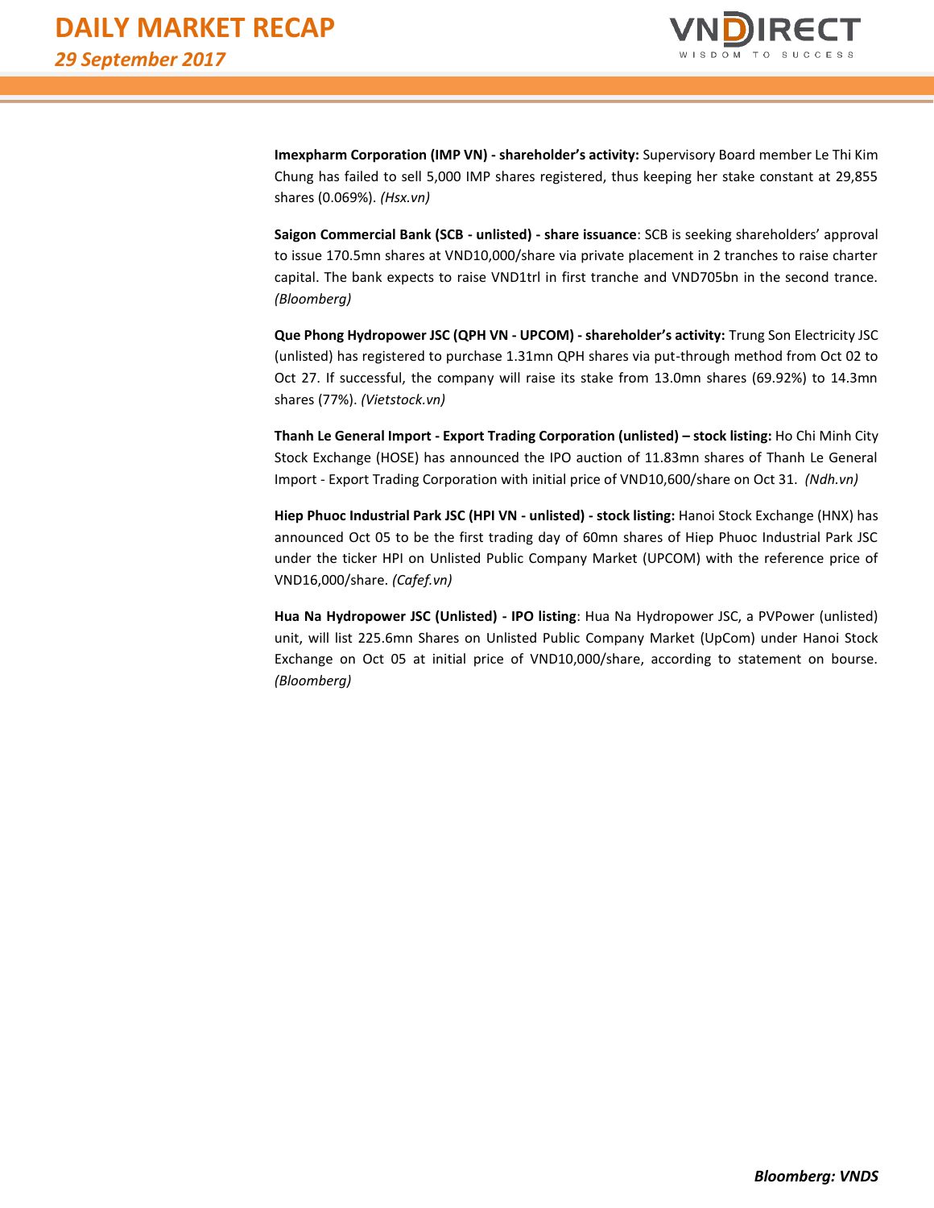**Imexpharm Corporation (IMP VN) - shareholder's activity:** Supervisory Board member Le Thi Kim Chung has failed to sell 5,000 IMP shares registered, thus keeping her stake constant at 29,855 shares (0.069%). *(Hsx.vn)*

**Saigon Commercial Bank (SCB - unlisted) - share issuance**: SCB is seeking shareholders' approval to issue 170.5mn shares at VND10,000/share via private placement in 2 tranches to raise charter capital. The bank expects to raise VND1trl in first tranche and VND705bn in the second trance. *(Bloomberg)*

**Que Phong Hydropower JSC (QPH VN - UPCOM) - shareholder's activity:** Trung Son Electricity JSC (unlisted) has registered to purchase 1.31mn QPH shares via put-through method from Oct 02 to Oct 27. If successful, the company will raise its stake from 13.0mn shares (69.92%) to 14.3mn shares (77%). *(Vietstock.vn)*

**Thanh Le General Import - Export Trading Corporation (unlisted) – stock listing:** Ho Chi Minh City Stock Exchange (HOSE) has announced the IPO auction of 11.83mn shares of Thanh Le General Import - Export Trading Corporation with initial price of VND10,600/share on Oct 31. *(Ndh.vn)*

**Hiep Phuoc Industrial Park JSC (HPI VN - unlisted) - stock listing:** Hanoi Stock Exchange (HNX) has announced Oct 05 to be the first trading day of 60mn shares of Hiep Phuoc Industrial Park JSC under the ticker HPI on Unlisted Public Company Market (UPCOM) with the reference price of VND16,000/share. *(Cafef.vn)*

**Hua Na Hydropower JSC (Unlisted) - IPO listing**: Hua Na Hydropower JSC, a PVPower (unlisted) unit, will list 225.6mn Shares on Unlisted Public Company Market (UpCom) under Hanoi Stock Exchange on Oct 05 at initial price of VND10,000/share, according to statement on bourse. *(Bloomberg)*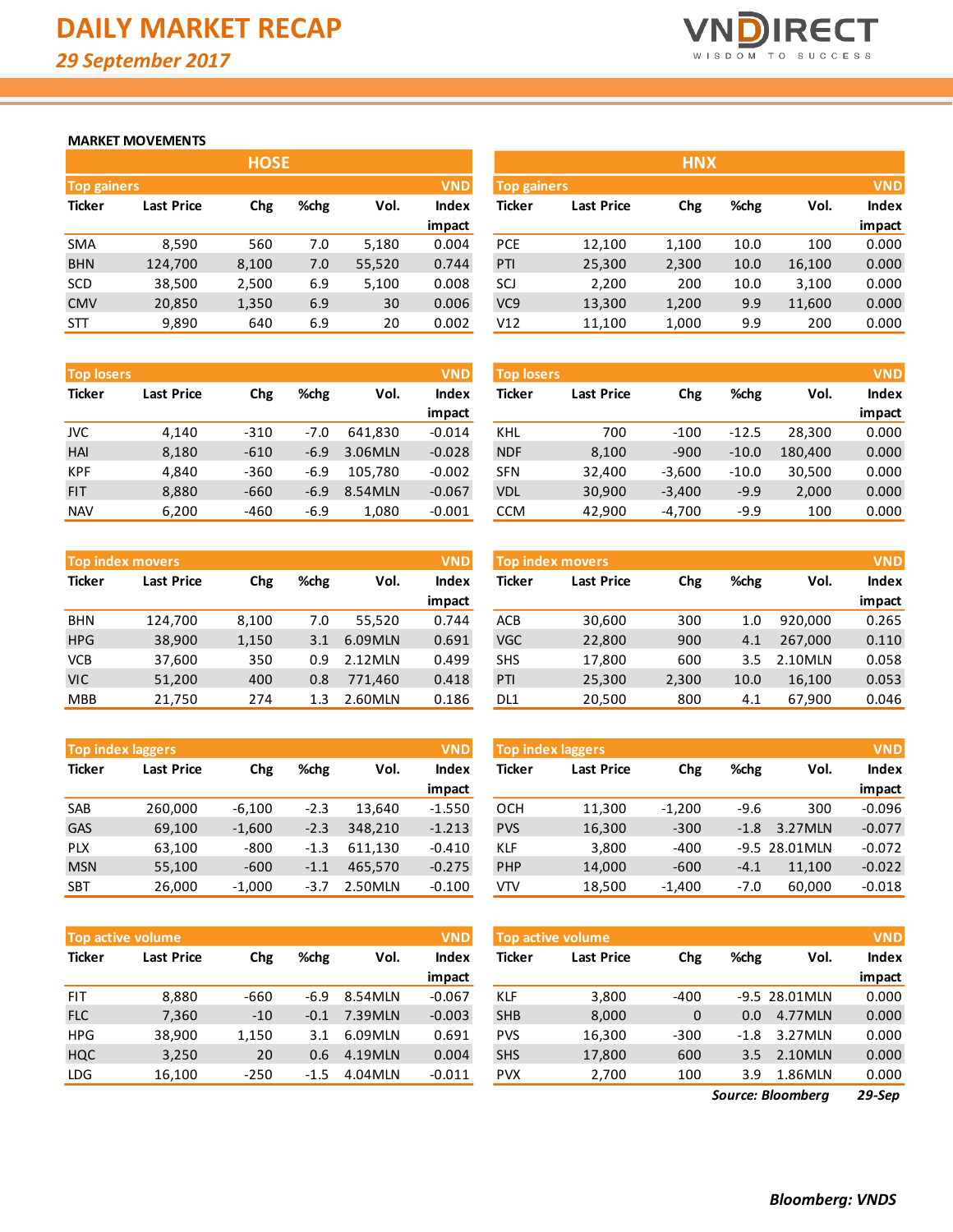# DAILY MARKET RECAP

*29 September 2017*

### MARKET MOVEMENTS

## HOSE

**Top gainers** (VND)

| Ticker | Last Price | Chg | %chg | Vol. | Index impact |
|---|---|---|---|---|---|
| SMA | 8,590 | 560 | 7.0 | 5,180 | 0.004 |
| BHN | 124,700 | 8,100 | 7.0 | 55,520 | 0.744 |
| SCD | 38,500 | 2,500 | 6.9 | 5,100 | 0.008 |
| CMV | 20,850 | 1,350 | 6.9 | 30 | 0.006 |
| STT | 9,890 | 640 | 6.9 | 20 | 0.002 |

**Top losers** (VND)

| Ticker | Last Price | Chg | %chg | Vol. | Index impact |
|---|---|---|---|---|---|
| JVC | 4,140 | -310 | -7.0 | 641,830 | -0.014 |
| HAI | 8,180 | -610 | -6.9 | 3.06MLN | -0.028 |
| KPF | 4,840 | -360 | -6.9 | 105,780 | -0.002 |
| FIT | 8,880 | -660 | -6.9 | 8.54MLN | -0.067 |
| NAV | 6,200 | -460 | -6.9 | 1,080 | -0.001 |

**Top index movers** (VND)

| Ticker | Last Price | Chg | %chg | Vol. | Index impact |
|---|---|---|---|---|---|
| BHN | 124,700 | 8,100 | 7.0 | 55,520 | 0.744 |
| HPG | 38,900 | 1,150 | 3.1 | 6.09MLN | 0.691 |
| VCB | 37,600 | 350 | 0.9 | 2.12MLN | 0.499 |
| VIC | 51,200 | 400 | 0.8 | 771,460 | 0.418 |
| MBB | 21,750 | 274 | 1.3 | 2.60MLN | 0.186 |

**Top index laggers** (VND)

| Ticker | Last Price | Chg | %chg | Vol. | Index impact |
|---|---|---|---|---|---|
| SAB | 260,000 | -6,100 | -2.3 | 13,640 | -1.550 |
| GAS | 69,100 | -1,600 | -2.3 | 348,210 | -1.213 |
| PLX | 63,100 | -800 | -1.3 | 611,130 | -0.410 |
| MSN | 55,100 | -600 | -1.1 | 465,570 | -0.275 |
| SBT | 26,000 | -1,000 | -3.7 | 2.50MLN | -0.100 |

**Top active volume** (VND)

| Ticker | Last Price | Chg | %chg | Vol. | Index impact |
|---|---|---|---|---|---|
| FIT | 8,880 | -660 | -6.9 | 8.54MLN | -0.067 |
| FLC | 7,360 | -10 | -0.1 | 7.39MLN | -0.003 |
| HPG | 38,900 | 1,150 | 3.1 | 6.09MLN | 0.691 |
| HQC | 3,250 | 20 | 0.6 | 4.19MLN | 0.004 |
| LDG | 16,100 | -250 | -1.5 | 4.04MLN | -0.011 |

## HNX

**Top gainers** (VND)

| Ticker | Last Price | Chg | %chg | Vol. | Index impact |
|---|---|---|---|---|---|
| PCE | 12,100 | 1,100 | 10.0 | 100 | 0.000 |
| PTI | 25,300 | 2,300 | 10.0 | 16,100 | 0.000 |
| SCJ | 2,200 | 200 | 10.0 | 3,100 | 0.000 |
| VC9 | 13,300 | 1,200 | 9.9 | 11,600 | 0.000 |
| V12 | 11,100 | 1,000 | 9.9 | 200 | 0.000 |

**Top losers** (VND)

| Ticker | Last Price | Chg | %chg | Vol. | Index impact |
|---|---|---|---|---|---|
| KHL | 700 | -100 | -12.5 | 28,300 | 0.000 |
| NDF | 8,100 | -900 | -10.0 | 180,400 | 0.000 |
| SFN | 32,400 | -3,600 | -10.0 | 30,500 | 0.000 |
| VDL | 30,900 | -3,400 | -9.9 | 2,000 | 0.000 |
| CCM | 42,900 | -4,700 | -9.9 | 100 | 0.000 |

**Top index movers** (VND)

| Ticker | Last Price | Chg | %chg | Vol. | Index impact |
|---|---|---|---|---|---|
| ACB | 30,600 | 300 | 1.0 | 920,000 | 0.265 |
| VGC | 22,800 | 900 | 4.1 | 267,000 | 0.110 |
| SHS | 17,800 | 600 | 3.5 | 2.10MLN | 0.058 |
| PTI | 25,300 | 2,300 | 10.0 | 16,100 | 0.053 |
| DL1 | 20,500 | 800 | 4.1 | 67,900 | 0.046 |

**Top index laggers** (VND)

| Ticker | Last Price | Chg | %chg | Vol. | Index impact |
|---|---|---|---|---|---|
| OCH | 11,300 | -1,200 | -9.6 | 300 | -0.096 |
| PVS | 16,300 | -300 | -1.8 | 3.27MLN | -0.077 |
| KLF | 3,800 | -400 | -9.5 | 28.01MLN | -0.072 |
| PHP | 14,000 | -600 | -4.1 | 11,100 | -0.022 |
| VTV | 18,500 | -1,400 | -7.0 | 60,000 | -0.018 |

**Top active volume** (VND)

| Ticker | Last Price | Chg | %chg | Vol. | Index impact |
|---|---|---|---|---|---|
| KLF | 3,800 | -400 | -9.5 | 28.01MLN | 0.000 |
| SHB | 8,000 | 0 | 0.0 | 4.77MLN | 0.000 |
| PVS | 16,300 | -300 | -1.8 | 3.27MLN | 0.000 |
| SHS | 17,800 | 600 | 3.5 | 2.10MLN | 0.000 |
| PVX | 2,700 | 100 | 3.9 | 1.86MLN | 0.000 |

*Source: Bloomberg* *29-Sep*

***Bloomberg: VNDS***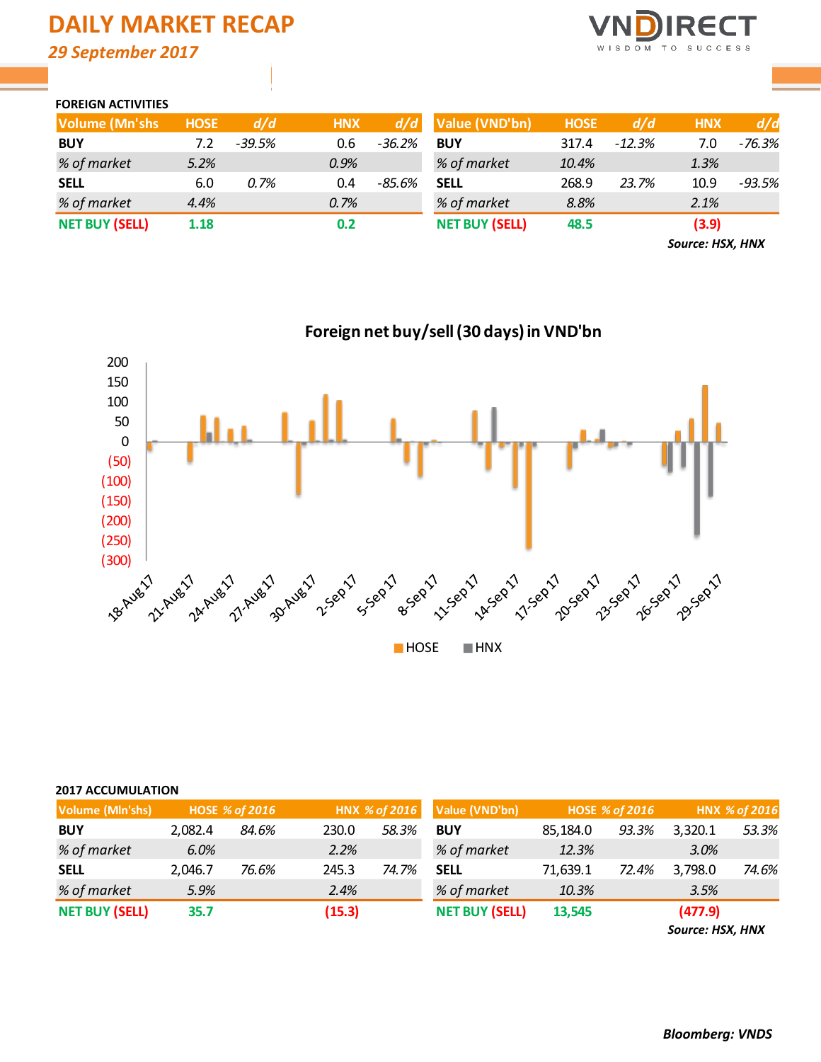# DAILY MARKET RECAP

*29 September 2017*

## FOREIGN ACTIVITIES

| Volume (Mn'shs | HOSE | d/d | HNX | d/d |
|---|---|---|---|---|
| **BUY** | 7.2 | -39.5% | 0.6 | -36.2% |
| *% of market* | 5.2% | | 0.9% | |
| **SELL** | 6.0 | 0.7% | 0.4 | -85.6% |
| *% of market* | 4.4% | | 0.7% | |
| **NET BUY (SELL)** | **1.18** | | **0.2** | |

| Value (VND'bn) | HOSE | d/d | HNX | d/d |
|---|---|---|---|---|
| **BUY** | 317.4 | -12.3% | 7.0 | -76.3% |
| *% of market* | 10.4% | | 1.3% | |
| **SELL** | 268.9 | 23.7% | 10.9 | -93.5% |
| *% of market* | 8.8% | | 2.1% | |
| **NET BUY (SELL)** | **48.5** | | **(3.9)** | |

*Source: HSX, HNX*

**Foreign net buy/sell (30 days) in VND'bn**

## 2017 ACCUMULATION

| Volume (Mln'shs) | HOSE | % of 2016 | HNX | % of 2016 |
|---|---|---|---|---|
| **BUY** | 2,082.4 | 84.6% | 230.0 | 58.3% |
| *% of market* | 6.0% | | 2.2% | |
| **SELL** | 2,046.7 | 76.6% | 245.3 | 74.7% |
| *% of market* | 5.9% | | 2.4% | |
| **NET BUY (SELL)** | **35.7** | | **(15.3)** | |

| Value (VND'bn) | HOSE | % of 2016 | HNX | % of 2016 |
|---|---|---|---|---|
| **BUY** | 85,184.0 | 93.3% | 3,320.1 | 53.3% |
| *% of market* | 12.3% | | 3.0% | |
| **SELL** | 71,639.1 | 72.4% | 3,798.0 | 74.6% |
| *% of market* | 10.3% | | 3.5% | |
| **NET BUY (SELL)** | **13,545** | | **(477.9)** | |

*Source: HSX, HNX*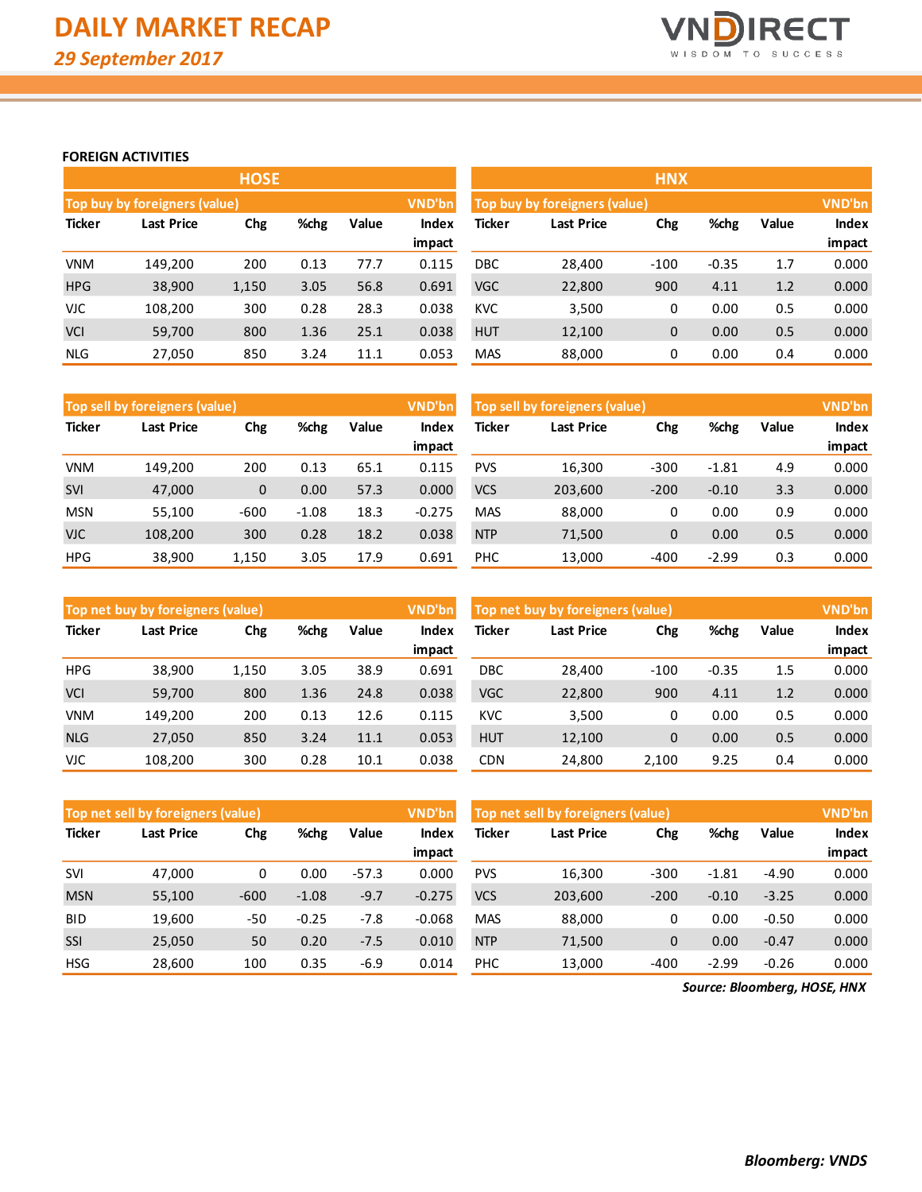# DAILY MARKET RECAP

*29 September 2017*

## FOREIGN ACTIVITIES

### HOSE

**Top buy by foreigners (value)** — VND'bn

| Ticker | Last Price | Chg | %chg | Value | Index impact |
|---|---|---|---|---|---|
| VNM | 149,200 | 200 | 0.13 | 77.7 | 0.115 |
| HPG | 38,900 | 1,150 | 3.05 | 56.8 | 0.691 |
| VJC | 108,200 | 300 | 0.28 | 28.3 | 0.038 |
| VCI | 59,700 | 800 | 1.36 | 25.1 | 0.038 |
| NLG | 27,050 | 850 | 3.24 | 11.1 | 0.053 |

**Top sell by foreigners (value)** — VND'bn

| Ticker | Last Price | Chg | %chg | Value | Index impact |
|---|---|---|---|---|---|
| VNM | 149,200 | 200 | 0.13 | 65.1 | 0.115 |
| SVI | 47,000 | 0 | 0.00 | 57.3 | 0.000 |
| MSN | 55,100 | -600 | -1.08 | 18.3 | -0.275 |
| VJC | 108,200 | 300 | 0.28 | 18.2 | 0.038 |
| HPG | 38,900 | 1,150 | 3.05 | 17.9 | 0.691 |

**Top net buy by foreigners (value)** — VND'bn

| Ticker | Last Price | Chg | %chg | Value | Index impact |
|---|---|---|---|---|---|
| HPG | 38,900 | 1,150 | 3.05 | 38.9 | 0.691 |
| VCI | 59,700 | 800 | 1.36 | 24.8 | 0.038 |
| VNM | 149,200 | 200 | 0.13 | 12.6 | 0.115 |
| NLG | 27,050 | 850 | 3.24 | 11.1 | 0.053 |
| VJC | 108,200 | 300 | 0.28 | 10.1 | 0.038 |

**Top net sell by foreigners (value)** — VND'bn

| Ticker | Last Price | Chg | %chg | Value | Index impact |
|---|---|---|---|---|---|
| SVI | 47,000 | 0 | 0.00 | -57.3 | 0.000 |
| MSN | 55,100 | -600 | -1.08 | -9.7 | -0.275 |
| BID | 19,600 | -50 | -0.25 | -7.8 | -0.068 |
| SSI | 25,050 | 50 | 0.20 | -7.5 | 0.010 |
| HSG | 28,600 | 100 | 0.35 | -6.9 | 0.014 |

### HNX

**Top buy by foreigners (value)** — VND'bn

| Ticker | Last Price | Chg | %chg | Value | Index impact |
|---|---|---|---|---|---|
| DBC | 28,400 | -100 | -0.35 | 1.7 | 0.000 |
| VGC | 22,800 | 900 | 4.11 | 1.2 | 0.000 |
| KVC | 3,500 | 0 | 0.00 | 0.5 | 0.000 |
| HUT | 12,100 | 0 | 0.00 | 0.5 | 0.000 |
| MAS | 88,000 | 0 | 0.00 | 0.4 | 0.000 |

**Top sell by foreigners (value)** — VND'bn

| Ticker | Last Price | Chg | %chg | Value | Index impact |
|---|---|---|---|---|---|
| PVS | 16,300 | -300 | -1.81 | 4.9 | 0.000 |
| VCS | 203,600 | -200 | -0.10 | 3.3 | 0.000 |
| MAS | 88,000 | 0 | 0.00 | 0.9 | 0.000 |
| NTP | 71,500 | 0 | 0.00 | 0.5 | 0.000 |
| PHC | 13,000 | -400 | -2.99 | 0.3 | 0.000 |

**Top net buy by foreigners (value)** — VND'bn

| Ticker | Last Price | Chg | %chg | Value | Index impact |
|---|---|---|---|---|---|
| DBC | 28,400 | -100 | -0.35 | 1.5 | 0.000 |
| VGC | 22,800 | 900 | 4.11 | 1.2 | 0.000 |
| KVC | 3,500 | 0 | 0.00 | 0.5 | 0.000 |
| HUT | 12,100 | 0 | 0.00 | 0.5 | 0.000 |
| CDN | 24,800 | 2,100 | 9.25 | 0.4 | 0.000 |

**Top net sell by foreigners (value)** — VND'bn

| Ticker | Last Price | Chg | %chg | Value | Index impact |
|---|---|---|---|---|---|
| PVS | 16,300 | -300 | -1.81 | -4.90 | 0.000 |
| VCS | 203,600 | -200 | -0.10 | -3.25 | 0.000 |
| MAS | 88,000 | 0 | 0.00 | -0.50 | 0.000 |
| NTP | 71,500 | 0 | 0.00 | -0.47 | 0.000 |
| PHC | 13,000 | -400 | -2.99 | -0.26 | 0.000 |

*Source: Bloomberg, HOSE, HNX*

***Bloomberg: VNDS***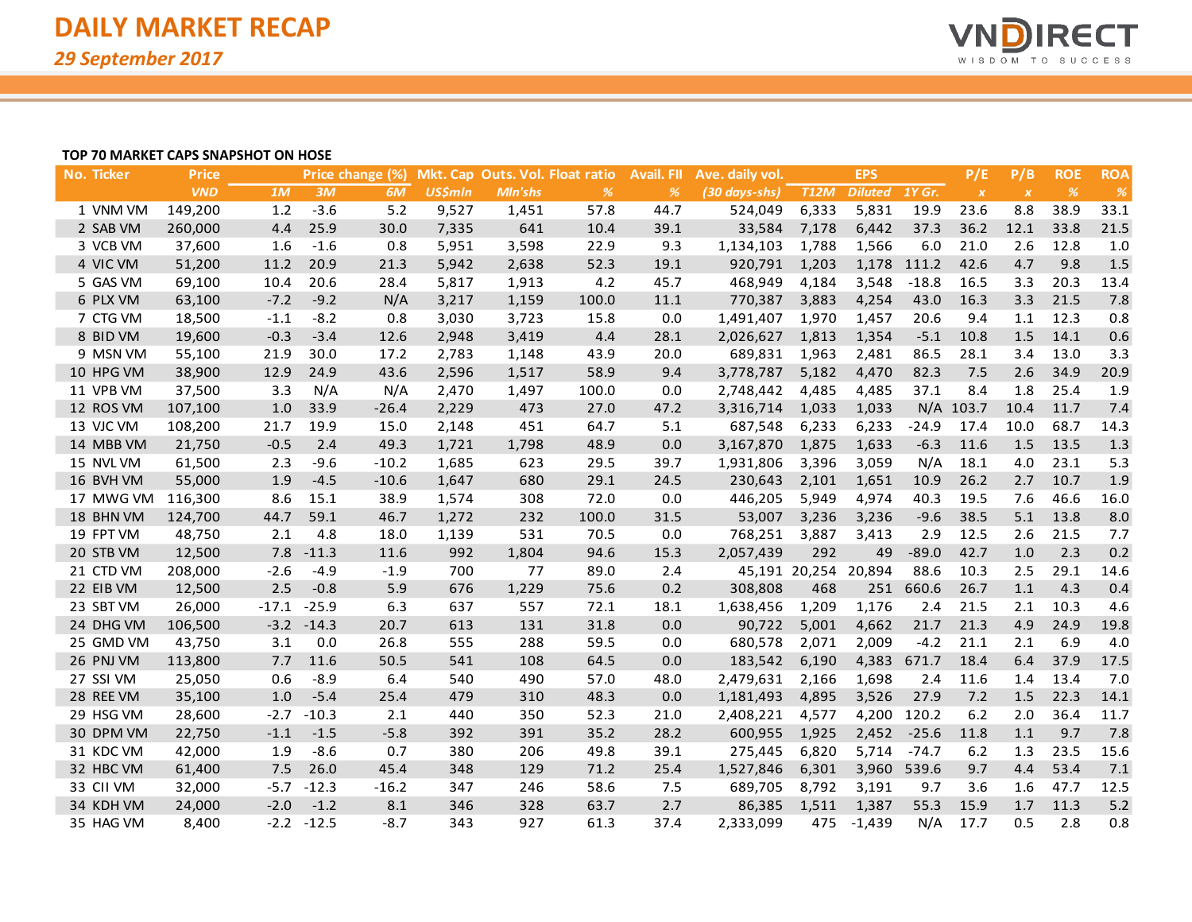# DAILY MARKET RECAP

*29 September 2017*

**TOP 70 MARKET CAPS SNAPSHOT ON HOSE**

| No. | Ticker | Price | Price change (%) | | | Mkt. Cap | Outs. Vol. | Float ratio | Avail. FII | Ave. daily vol. | EPS | | | P/E | P/B | ROE | ROA |
|---|---|---|---|---|---|---|---|---|---|---|---|---|---|---|---|---|---|
| | | VND | 1M | 3M | 6M | US$mln | Mln'shs | % | % | (30 days-shs) | T12M | Diluted | 1Y Gr. | x | x | % | % |
| 1 | VNM VM | 149,200 | 1.2 | -3.6 | 5.2 | 9,527 | 1,451 | 57.8 | 44.7 | 524,049 | 6,333 | 5,831 | 19.9 | 23.6 | 8.8 | 38.9 | 33.1 |
| 2 | SAB VM | 260,000 | 4.4 | 25.9 | 30.0 | 7,335 | 641 | 10.4 | 39.1 | 33,584 | 7,178 | 6,442 | 37.3 | 36.2 | 12.1 | 33.8 | 21.5 |
| 3 | VCB VM | 37,600 | 1.6 | -1.6 | 0.8 | 5,951 | 3,598 | 22.9 | 9.3 | 1,134,103 | 1,788 | 1,566 | 6.0 | 21.0 | 2.6 | 12.8 | 1.0 |
| 4 | VIC VM | 51,200 | 11.2 | 20.9 | 21.3 | 5,942 | 2,638 | 52.3 | 19.1 | 920,791 | 1,203 | 1,178 | 111.2 | 42.6 | 4.7 | 9.8 | 1.5 |
| 5 | GAS VM | 69,100 | 10.4 | 20.6 | 28.4 | 5,817 | 1,913 | 4.2 | 45.7 | 468,949 | 4,184 | 3,548 | -18.8 | 16.5 | 3.3 | 20.3 | 13.4 |
| 6 | PLX VM | 63,100 | -7.2 | -9.2 | N/A | 3,217 | 1,159 | 100.0 | 11.1 | 770,387 | 3,883 | 4,254 | 43.0 | 16.3 | 3.3 | 21.5 | 7.8 |
| 7 | CTG VM | 18,500 | -1.1 | -8.2 | 0.8 | 3,030 | 3,723 | 15.8 | 0.0 | 1,491,407 | 1,970 | 1,457 | 20.6 | 9.4 | 1.1 | 12.3 | 0.8 |
| 8 | BID VM | 19,600 | -0.3 | -3.4 | 12.6 | 2,948 | 3,419 | 4.4 | 28.1 | 2,026,627 | 1,813 | 1,354 | -5.1 | 10.8 | 1.5 | 14.1 | 0.6 |
| 9 | MSN VM | 55,100 | 21.9 | 30.0 | 17.2 | 2,783 | 1,148 | 43.9 | 20.0 | 689,831 | 1,963 | 2,481 | 86.5 | 28.1 | 3.4 | 13.0 | 3.3 |
| 10 | HPG VM | 38,900 | 12.9 | 24.9 | 43.6 | 2,596 | 1,517 | 58.9 | 9.4 | 3,778,787 | 5,182 | 4,470 | 82.3 | 7.5 | 2.6 | 34.9 | 20.9 |
| 11 | VPB VM | 37,500 | 3.3 | N/A | N/A | 2,470 | 1,497 | 100.0 | 0.0 | 2,748,442 | 4,485 | 4,485 | 37.1 | 8.4 | 1.8 | 25.4 | 1.9 |
| 12 | ROS VM | 107,100 | 1.0 | 33.9 | -26.4 | 2,229 | 473 | 27.0 | 47.2 | 3,316,714 | 1,033 | 1,033 | N/A | 103.7 | 10.4 | 11.7 | 7.4 |
| 13 | VJC VM | 108,200 | 21.7 | 19.9 | 15.0 | 2,148 | 451 | 64.7 | 5.1 | 687,548 | 6,233 | 6,233 | -24.9 | 17.4 | 10.0 | 68.7 | 14.3 |
| 14 | MBB VM | 21,750 | -0.5 | 2.4 | 49.3 | 1,721 | 1,798 | 48.9 | 0.0 | 3,167,870 | 1,875 | 1,633 | -6.3 | 11.6 | 1.5 | 13.5 | 1.3 |
| 15 | NVL VM | 61,500 | 2.3 | -9.6 | -10.2 | 1,685 | 623 | 29.5 | 39.7 | 1,931,806 | 3,396 | 3,059 | N/A | 18.1 | 4.0 | 23.1 | 5.3 |
| 16 | BVH VM | 55,000 | 1.9 | -4.5 | -10.6 | 1,647 | 680 | 29.1 | 24.5 | 230,643 | 2,101 | 1,651 | 10.9 | 26.2 | 2.7 | 10.7 | 1.9 |
| 17 | MWG VM | 116,300 | 8.6 | 15.1 | 38.9 | 1,574 | 308 | 72.0 | 0.0 | 446,205 | 5,949 | 4,974 | 40.3 | 19.5 | 7.6 | 46.6 | 16.0 |
| 18 | BHN VM | 124,700 | 44.7 | 59.1 | 46.7 | 1,272 | 232 | 100.0 | 31.5 | 53,007 | 3,236 | 3,236 | -9.6 | 38.5 | 5.1 | 13.8 | 8.0 |
| 19 | FPT VM | 48,750 | 2.1 | 4.8 | 18.0 | 1,139 | 531 | 70.5 | 0.0 | 768,251 | 3,887 | 3,413 | 2.9 | 12.5 | 2.6 | 21.5 | 7.7 |
| 20 | STB VM | 12,500 | 7.8 | -11.3 | 11.6 | 992 | 1,804 | 94.6 | 15.3 | 2,057,439 | 292 | 49 | -89.0 | 42.7 | 1.0 | 2.3 | 0.2 |
| 21 | CTD VM | 208,000 | -2.6 | -4.9 | -1.9 | 700 | 77 | 89.0 | 2.4 | 45,191 | 20,254 | 20,894 | 88.6 | 10.3 | 2.5 | 29.1 | 14.6 |
| 22 | EIB VM | 12,500 | 2.5 | -0.8 | 5.9 | 676 | 1,229 | 75.6 | 0.2 | 308,808 | 468 | 251 | 660.6 | 26.7 | 1.1 | 4.3 | 0.4 |
| 23 | SBT VM | 26,000 | -17.1 | -25.9 | 6.3 | 637 | 557 | 72.1 | 18.1 | 1,638,456 | 1,209 | 1,176 | 2.4 | 21.5 | 2.1 | 10.3 | 4.6 |
| 24 | DHG VM | 106,500 | -3.2 | -14.3 | 20.7 | 613 | 131 | 31.8 | 0.0 | 90,722 | 5,001 | 4,662 | 21.7 | 21.3 | 4.9 | 24.9 | 19.8 |
| 25 | GMD VM | 43,750 | 3.1 | 0.0 | 26.8 | 555 | 288 | 59.5 | 0.0 | 680,578 | 2,071 | 2,009 | -4.2 | 21.1 | 2.1 | 6.9 | 4.0 |
| 26 | PNJ VM | 113,800 | 7.7 | 11.6 | 50.5 | 541 | 108 | 64.5 | 0.0 | 183,542 | 6,190 | 4,383 | 671.7 | 18.4 | 6.4 | 37.9 | 17.5 |
| 27 | SSI VM | 25,050 | 0.6 | -8.9 | 6.4 | 540 | 490 | 57.0 | 48.0 | 2,479,631 | 2,166 | 1,698 | 2.4 | 11.6 | 1.4 | 13.4 | 7.0 |
| 28 | REE VM | 35,100 | 1.0 | -5.4 | 25.4 | 479 | 310 | 48.3 | 0.0 | 1,181,493 | 4,895 | 3,526 | 27.9 | 7.2 | 1.5 | 22.3 | 14.1 |
| 29 | HSG VM | 28,600 | -2.7 | -10.3 | 2.1 | 440 | 350 | 52.3 | 21.0 | 2,408,221 | 4,577 | 4,200 | 120.2 | 6.2 | 2.0 | 36.4 | 11.7 |
| 30 | DPM VM | 22,750 | -1.1 | -1.5 | -5.8 | 392 | 391 | 35.2 | 28.2 | 600,955 | 1,925 | 2,452 | -25.6 | 11.8 | 1.1 | 9.7 | 7.8 |
| 31 | KDC VM | 42,000 | 1.9 | -8.6 | 0.7 | 380 | 206 | 49.8 | 39.1 | 275,445 | 6,820 | 5,714 | -74.7 | 6.2 | 1.3 | 23.5 | 15.6 |
| 32 | HBC VM | 61,400 | 7.5 | 26.0 | 45.4 | 348 | 129 | 71.2 | 25.4 | 1,527,846 | 6,301 | 3,960 | 539.6 | 9.7 | 4.4 | 53.4 | 7.1 |
| 33 | CII VM | 32,000 | -5.7 | -12.3 | -16.2 | 347 | 246 | 58.6 | 7.5 | 689,705 | 8,792 | 3,191 | 9.7 | 3.6 | 1.6 | 47.7 | 12.5 |
| 34 | KDH VM | 24,000 | -2.0 | -1.2 | 8.1 | 346 | 328 | 63.7 | 2.7 | 86,385 | 1,511 | 1,387 | 55.3 | 15.9 | 1.7 | 11.3 | 5.2 |
| 35 | HAG VM | 8,400 | -2.2 | -12.5 | -8.7 | 343 | 927 | 61.3 | 37.4 | 2,333,099 | 475 | -1,439 | N/A | 17.7 | 0.5 | 2.8 | 0.8 |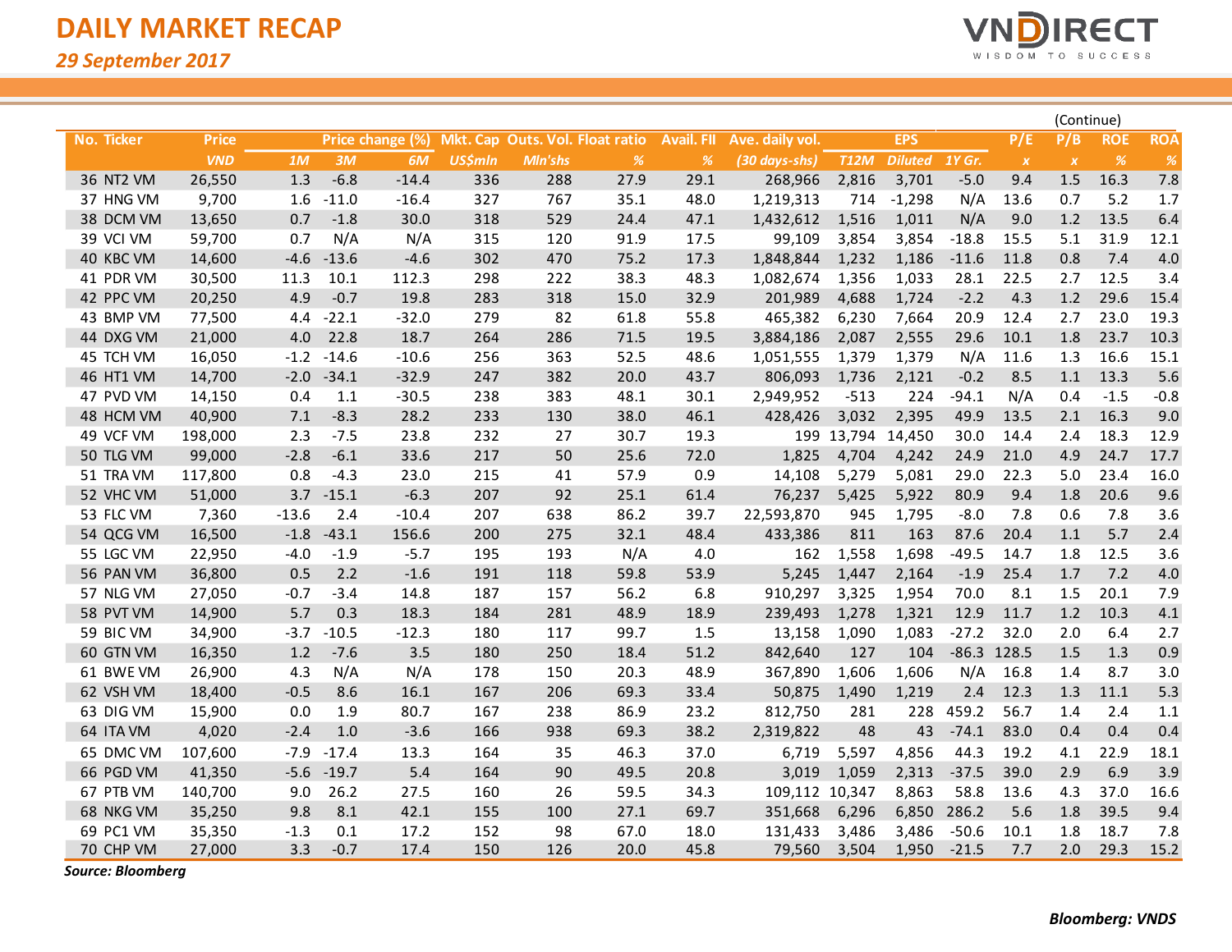# DAILY MARKET RECAP

*29 September 2017*

(Continue)

| No. | Ticker | Price | Price change (%) | | | Mkt. Cap | Outs. Vol. | Float ratio | Avail. FII | Ave. daily vol. | EPS | | | P/E | P/B | ROE | ROA |
|---|---|---|---|---|---|---|---|---|---|---|---|---|---|---|---|---|---|
| | | VND | 1M | 3M | 6M | US$mln | Mln'shs | % | % | (30 days-shs) | T12M | Diluted | 1Y Gr. | x | x | % | % |
| 36 | NT2 VM | 26,550 | 1.3 | -6.8 | -14.4 | 336 | 288 | 27.9 | 29.1 | 268,966 | 2,816 | 3,701 | -5.0 | 9.4 | 1.5 | 16.3 | 7.8 |
| 37 | HNG VM | 9,700 | 1.6 | -11.0 | -16.4 | 327 | 767 | 35.1 | 48.0 | 1,219,313 | 714 | -1,298 | N/A | 13.6 | 0.7 | 5.2 | 1.7 |
| 38 | DCM VM | 13,650 | 0.7 | -1.8 | 30.0 | 318 | 529 | 24.4 | 47.1 | 1,432,612 | 1,516 | 1,011 | N/A | 9.0 | 1.2 | 13.5 | 6.4 |
| 39 | VCI VM | 59,700 | 0.7 | N/A | N/A | 315 | 120 | 91.9 | 17.5 | 99,109 | 3,854 | 3,854 | -18.8 | 15.5 | 5.1 | 31.9 | 12.1 |
| 40 | KBC VM | 14,600 | -4.6 | -13.6 | -4.6 | 302 | 470 | 75.2 | 17.3 | 1,848,844 | 1,232 | 1,186 | -11.6 | 11.8 | 0.8 | 7.4 | 4.0 |
| 41 | PDR VM | 30,500 | 11.3 | 10.1 | 112.3 | 298 | 222 | 38.3 | 48.3 | 1,082,674 | 1,356 | 1,033 | 28.1 | 22.5 | 2.7 | 12.5 | 3.4 |
| 42 | PPC VM | 20,250 | 4.9 | -0.7 | 19.8 | 283 | 318 | 15.0 | 32.9 | 201,989 | 4,688 | 1,724 | -2.2 | 4.3 | 1.2 | 29.6 | 15.4 |
| 43 | BMP VM | 77,500 | 4.4 | -22.1 | -32.0 | 279 | 82 | 61.8 | 55.8 | 465,382 | 6,230 | 7,664 | 20.9 | 12.4 | 2.7 | 23.0 | 19.3 |
| 44 | DXG VM | 21,000 | 4.0 | 22.8 | 18.7 | 264 | 286 | 71.5 | 19.5 | 3,884,186 | 2,087 | 2,555 | 29.6 | 10.1 | 1.8 | 23.7 | 10.3 |
| 45 | TCH VM | 16,050 | -1.2 | -14.6 | -10.6 | 256 | 363 | 52.5 | 48.6 | 1,051,555 | 1,379 | 1,379 | N/A | 11.6 | 1.3 | 16.6 | 15.1 |
| 46 | HT1 VM | 14,700 | -2.0 | -34.1 | -32.9 | 247 | 382 | 20.0 | 43.7 | 806,093 | 1,736 | 2,121 | -0.2 | 8.5 | 1.1 | 13.3 | 5.6 |
| 47 | PVD VM | 14,150 | 0.4 | 1.1 | -30.5 | 238 | 383 | 48.1 | 30.1 | 2,949,952 | -513 | 224 | -94.1 | N/A | 0.4 | -1.5 | -0.8 |
| 48 | HCM VM | 40,900 | 7.1 | -8.3 | 28.2 | 233 | 130 | 38.0 | 46.1 | 428,426 | 3,032 | 2,395 | 49.9 | 13.5 | 2.1 | 16.3 | 9.0 |
| 49 | VCF VM | 198,000 | 2.3 | -7.5 | 23.8 | 232 | 27 | 30.7 | 19.3 | 199 | 13,794 | 14,450 | 30.0 | 14.4 | 2.4 | 18.3 | 12.9 |
| 50 | TLG VM | 99,000 | -2.8 | -6.1 | 33.6 | 217 | 50 | 25.6 | 72.0 | 1,825 | 4,704 | 4,242 | 24.9 | 21.0 | 4.9 | 24.7 | 17.7 |
| 51 | TRA VM | 117,800 | 0.8 | -4.3 | 23.0 | 215 | 41 | 57.9 | 0.9 | 14,108 | 5,279 | 5,081 | 29.0 | 22.3 | 5.0 | 23.4 | 16.0 |
| 52 | VHC VM | 51,000 | 3.7 | -15.1 | -6.3 | 207 | 92 | 25.1 | 61.4 | 76,237 | 5,425 | 5,922 | 80.9 | 9.4 | 1.8 | 20.6 | 9.6 |
| 53 | FLC VM | 7,360 | -13.6 | 2.4 | -10.4 | 207 | 638 | 86.2 | 39.7 | 22,593,870 | 945 | 1,795 | -8.0 | 7.8 | 0.6 | 7.8 | 3.6 |
| 54 | QCG VM | 16,500 | -1.8 | -43.1 | 156.6 | 200 | 275 | 32.1 | 48.4 | 433,386 | 811 | 163 | 87.6 | 20.4 | 1.1 | 5.7 | 2.4 |
| 55 | LGC VM | 22,950 | -4.0 | -1.9 | -5.7 | 195 | 193 | N/A | 4.0 | 162 | 1,558 | 1,698 | -49.5 | 14.7 | 1.8 | 12.5 | 3.6 |
| 56 | PAN VM | 36,800 | 0.5 | 2.2 | -1.6 | 191 | 118 | 59.8 | 53.9 | 5,245 | 1,447 | 2,164 | -1.9 | 25.4 | 1.7 | 7.2 | 4.0 |
| 57 | NLG VM | 27,050 | -0.7 | -3.4 | 14.8 | 187 | 157 | 56.2 | 6.8 | 910,297 | 3,325 | 1,954 | 70.0 | 8.1 | 1.5 | 20.1 | 7.9 |
| 58 | PVT VM | 14,900 | 5.7 | 0.3 | 18.3 | 184 | 281 | 48.9 | 18.9 | 239,493 | 1,278 | 1,321 | 12.9 | 11.7 | 1.2 | 10.3 | 4.1 |
| 59 | BIC VM | 34,900 | -3.7 | -10.5 | -12.3 | 180 | 117 | 99.7 | 1.5 | 13,158 | 1,090 | 1,083 | -27.2 | 32.0 | 2.0 | 6.4 | 2.7 |
| 60 | GTN VM | 16,350 | 1.2 | -7.6 | 3.5 | 180 | 250 | 18.4 | 51.2 | 842,640 | 127 | 104 | -86.3 | 128.5 | 1.5 | 1.3 | 0.9 |
| 61 | BWE VM | 26,900 | 4.3 | N/A | N/A | 178 | 150 | 20.3 | 48.9 | 367,890 | 1,606 | 1,606 | N/A | 16.8 | 1.4 | 8.7 | 3.0 |
| 62 | VSH VM | 18,400 | -0.5 | 8.6 | 16.1 | 167 | 206 | 69.3 | 33.4 | 50,875 | 1,490 | 1,219 | 2.4 | 12.3 | 1.3 | 11.1 | 5.3 |
| 63 | DIG VM | 15,900 | 0.0 | 1.9 | 80.7 | 167 | 238 | 86.9 | 23.2 | 812,750 | 281 | 228 | 459.2 | 56.7 | 1.4 | 2.4 | 1.1 |
| 64 | ITA VM | 4,020 | -2.4 | 1.0 | -3.6 | 166 | 938 | 69.3 | 38.2 | 2,319,822 | 48 | 43 | -74.1 | 83.0 | 0.4 | 0.4 | 0.4 |
| 65 | DMC VM | 107,600 | -7.9 | -17.4 | 13.3 | 164 | 35 | 46.3 | 37.0 | 6,719 | 5,597 | 4,856 | 44.3 | 19.2 | 4.1 | 22.9 | 18.1 |
| 66 | PGD VM | 41,350 | -5.6 | -19.7 | 5.4 | 164 | 90 | 49.5 | 20.8 | 3,019 | 1,059 | 2,313 | -37.5 | 39.0 | 2.9 | 6.9 | 3.9 |
| 67 | PTB VM | 140,700 | 9.0 | 26.2 | 27.5 | 160 | 26 | 59.5 | 34.3 | 109,112 | 10,347 | 8,863 | 58.8 | 13.6 | 4.3 | 37.0 | 16.6 |
| 68 | NKG VM | 35,250 | 9.8 | 8.1 | 42.1 | 155 | 100 | 27.1 | 69.7 | 351,668 | 6,296 | 6,850 | 286.2 | 5.6 | 1.8 | 39.5 | 9.4 |
| 69 | PC1 VM | 35,350 | -1.3 | 0.1 | 17.2 | 152 | 98 | 67.0 | 18.0 | 131,433 | 3,486 | 3,486 | -50.6 | 10.1 | 1.8 | 18.7 | 7.8 |
| 70 | CHP VM | 27,000 | 3.3 | -0.7 | 17.4 | 150 | 126 | 20.0 | 45.8 | 79,560 | 3,504 | 1,950 | -21.5 | 7.7 | 2.0 | 29.3 | 15.2 |

*Source: Bloomberg*

*Bloomberg: VNDS*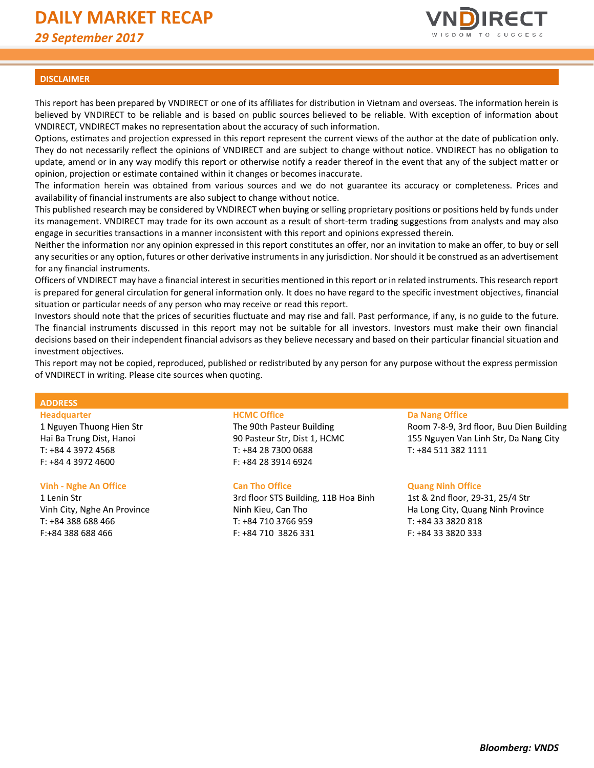## DISCLAIMER

This report has been prepared by VNDIRECT or one of its affiliates for distribution in Vietnam and overseas. The information herein is believed by VNDIRECT to be reliable and is based on public sources believed to be reliable. With exception of information about VNDIRECT, VNDIRECT makes no representation about the accuracy of such information.

Options, estimates and projection expressed in this report represent the current views of the author at the date of publication only. They do not necessarily reflect the opinions of VNDIRECT and are subject to change without notice. VNDIRECT has no obligation to update, amend or in any way modify this report or otherwise notify a reader thereof in the event that any of the subject matter or opinion, projection or estimate contained within it changes or becomes inaccurate.

The information herein was obtained from various sources and we do not guarantee its accuracy or completeness. Prices and availability of financial instruments are also subject to change without notice.

This published research may be considered by VNDIRECT when buying or selling proprietary positions or positions held by funds under its management. VNDIRECT may trade for its own account as a result of short-term trading suggestions from analysts and may also engage in securities transactions in a manner inconsistent with this report and opinions expressed therein.

Neither the information nor any opinion expressed in this report constitutes an offer, nor an invitation to make an offer, to buy or sell any securities or any option, futures or other derivative instruments in any jurisdiction. Nor should it be construed as an advertisement for any financial instruments.

Officers of VNDIRECT may have a financial interest in securities mentioned in this report or in related instruments. This research report is prepared for general circulation for general information only. It does no have regard to the specific investment objectives, financial situation or particular needs of any person who may receive or read this report.

Investors should note that the prices of securities fluctuate and may rise and fall. Past performance, if any, is no guide to the future. The financial instruments discussed in this report may not be suitable for all investors. Investors must make their own financial decisions based on their independent financial advisors as they believe necessary and based on their particular financial situation and investment objectives.

This report may not be copied, reproduced, published or redistributed by any person for any purpose without the express permission of VNDIRECT in writing. Please cite sources when quoting.

## ADDRESS

**Headquarter**
1 Nguyen Thuong Hien Str
Hai Ba Trung Dist, Hanoi
T: +84 4 3972 4568
F: +84 4 3972 4600

**HCMC Office**
The 90th Pasteur Building
90 Pasteur Str, Dist 1, HCMC
T: +84 28 7300 0688
F: +84 28 3914 6924

**Da Nang Office**
Room 7-8-9, 3rd floor, Buu Dien Building
155 Nguyen Van Linh Str, Da Nang City
T: +84 511 382 1111

**Vinh - Nghe An Office**
1 Lenin Str
Vinh City, Nghe An Province
T: +84 388 688 466
F:+84 388 688 466

**Can Tho Office**
3rd floor STS Building, 11B Hoa Binh
Ninh Kieu, Can Tho
T: +84 710 3766 959
F: +84 710 3826 331

**Quang Ninh Office**
1st & 2nd floor, 29-31, 25/4 Str
Ha Long City, Quang Ninh Province
T: +84 33 3820 818
F: +84 33 3820 333